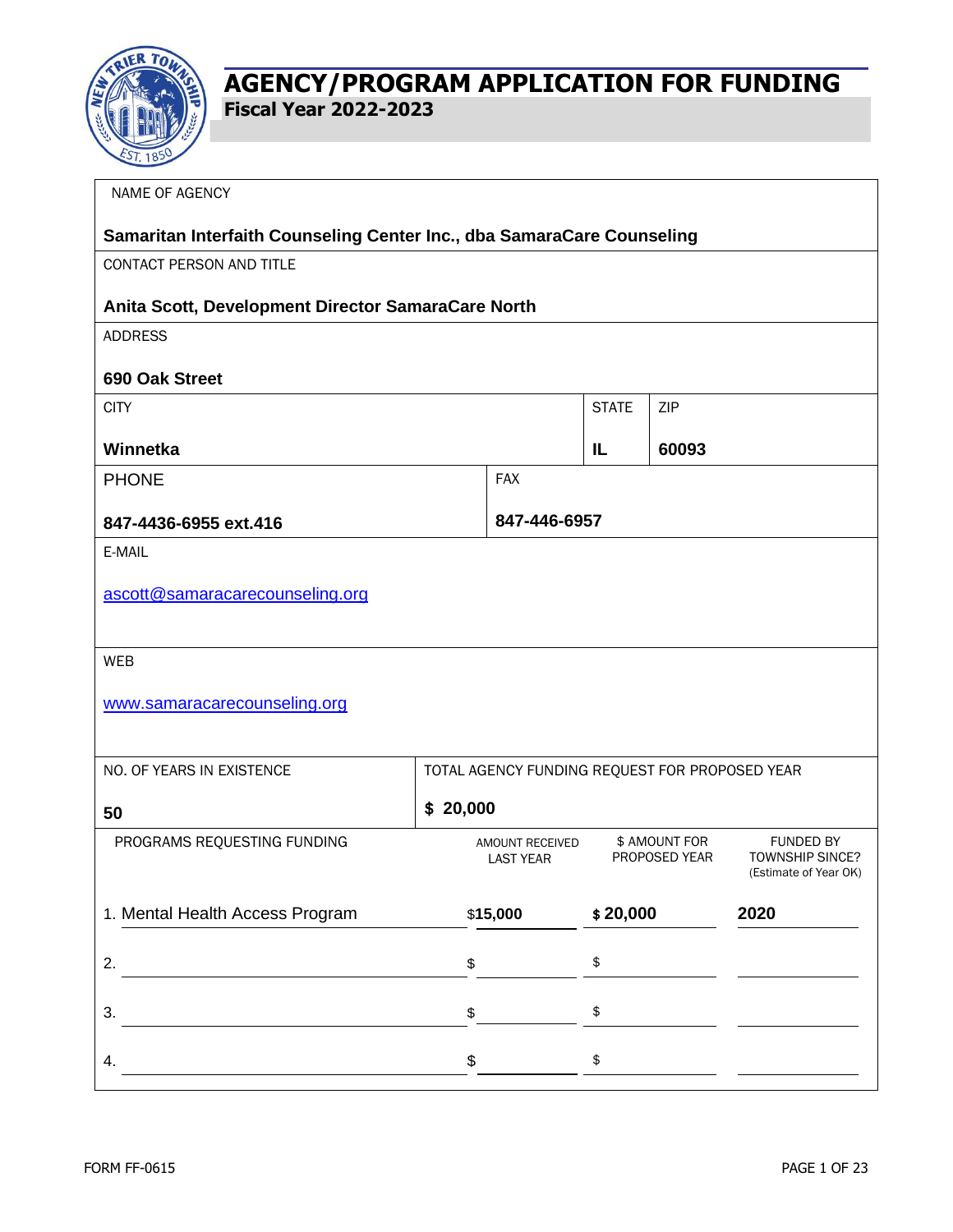# AGENCY/PROGRAM APPLICATION FOR FUNDING

**Fiscal Year 2022-2023**

NAME OF AGENCY

**Samaritan Interfaith Counseling Center Inc., dba SamaraCare Counseling**

CONTACT PERSON AND TITLE

**Anita Scott, Development Director SamaraCare North**

ADDRESS

**690 Oak Street**

| CITY | STATE | ZIP |
|---|---|---|
| **Winnetka** | **IL** | **60093** |

| PHONE | FAX |
|---|---|
| **847-4436-6955 ext.416** | **847-446-6957** |

E-MAIL

ascott@samaracarecounseling.org

WEB

www.samaracarecounseling.org

| NO. OF YEARS IN EXISTENCE | TOTAL AGENCY FUNDING REQUEST FOR PROPOSED YEAR |
|---|---|
| **50** | **$ 20,000** |

| PROGRAMS REQUESTING FUNDING | AMOUNT RECEIVED LAST YEAR | $ AMOUNT FOR PROPOSED YEAR | FUNDED BY TOWNSHIP SINCE? (Estimate of Year OK) |
|---|---|---|---|
| 1. Mental Health Access Program | $**15,000** | **$ 20,000** | **2020** |
| 2. | $ | $ | |
| 3. | $ | $ | |
| 4. | $ | $ | |

FORM FF-0615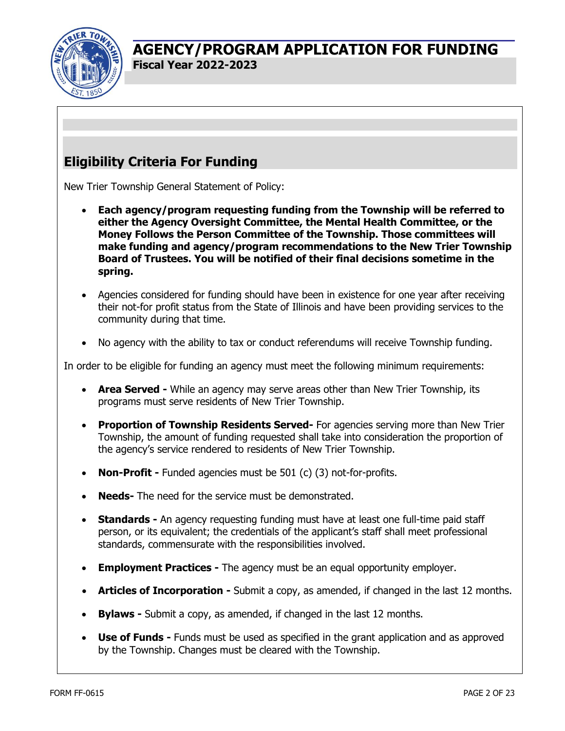# AGENCY/PROGRAM APPLICATION FOR FUNDING

**Fiscal Year 2022-2023**

## Eligibility Criteria For Funding

New Trier Township General Statement of Policy:

- **Each agency/program requesting funding from the Township will be referred to either the Agency Oversight Committee, the Mental Health Committee, or the Money Follows the Person Committee of the Township. Those committees will make funding and agency/program recommendations to the New Trier Township Board of Trustees. You will be notified of their final decisions sometime in the spring.**
- Agencies considered for funding should have been in existence for one year after receiving their not-for profit status from the State of Illinois and have been providing services to the community during that time.
- No agency with the ability to tax or conduct referendums will receive Township funding.

In order to be eligible for funding an agency must meet the following minimum requirements:

- **Area Served -** While an agency may serve areas other than New Trier Township, its programs must serve residents of New Trier Township.
- **Proportion of Township Residents Served-** For agencies serving more than New Trier Township, the amount of funding requested shall take into consideration the proportion of the agency's service rendered to residents of New Trier Township.
- **Non-Profit -** Funded agencies must be 501 (c) (3) not-for-profits.
- **Needs-** The need for the service must be demonstrated.
- **Standards -** An agency requesting funding must have at least one full-time paid staff person, or its equivalent; the credentials of the applicant's staff shall meet professional standards, commensurate with the responsibilities involved.
- **Employment Practices -** The agency must be an equal opportunity employer.
- **Articles of Incorporation -** Submit a copy, as amended, if changed in the last 12 months.
- **Bylaws -** Submit a copy, as amended, if changed in the last 12 months.
- **Use of Funds -** Funds must be used as specified in the grant application and as approved by the Township. Changes must be cleared with the Township.

FORM FF-0615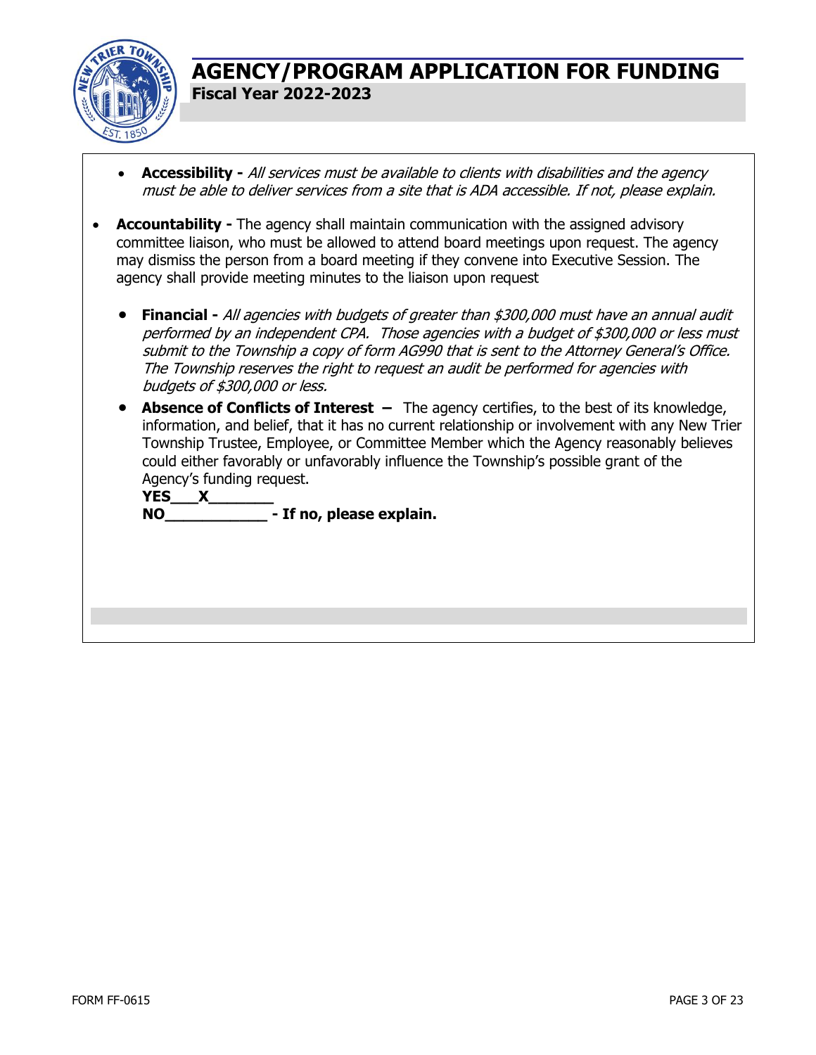# AGENCY/PROGRAM APPLICATION FOR FUNDING

**Fiscal Year 2022-2023**

- **Accessibility -** *All services must be available to clients with disabilities and the agency must be able to deliver services from a site that is ADA accessible. If not, please explain.*

- **Accountability -** The agency shall maintain communication with the assigned advisory committee liaison, who must be allowed to attend board meetings upon request. The agency may dismiss the person from a board meeting if they convene into Executive Session. The agency shall provide meeting minutes to the liaison upon request

- **Financial -** *All agencies with budgets of greater than $300,000 must have an annual audit performed by an independent CPA. Those agencies with a budget of $300,000 or less must submit to the Township a copy of form AG990 that is sent to the Attorney General's Office. The Township reserves the right to request an audit be performed for agencies with budgets of $300,000 or less.*

- **Absence of Conflicts of Interest –** The agency certifies, to the best of its knowledge, information, and belief, that it has no current relationship or involvement with any New Trier Township Trustee, Employee, or Committee Member which the Agency reasonably believes could either favorably or unfavorably influence the Township's possible grant of the Agency's funding request.

  **YES___X_______**

  **NO____________ - If no, please explain.**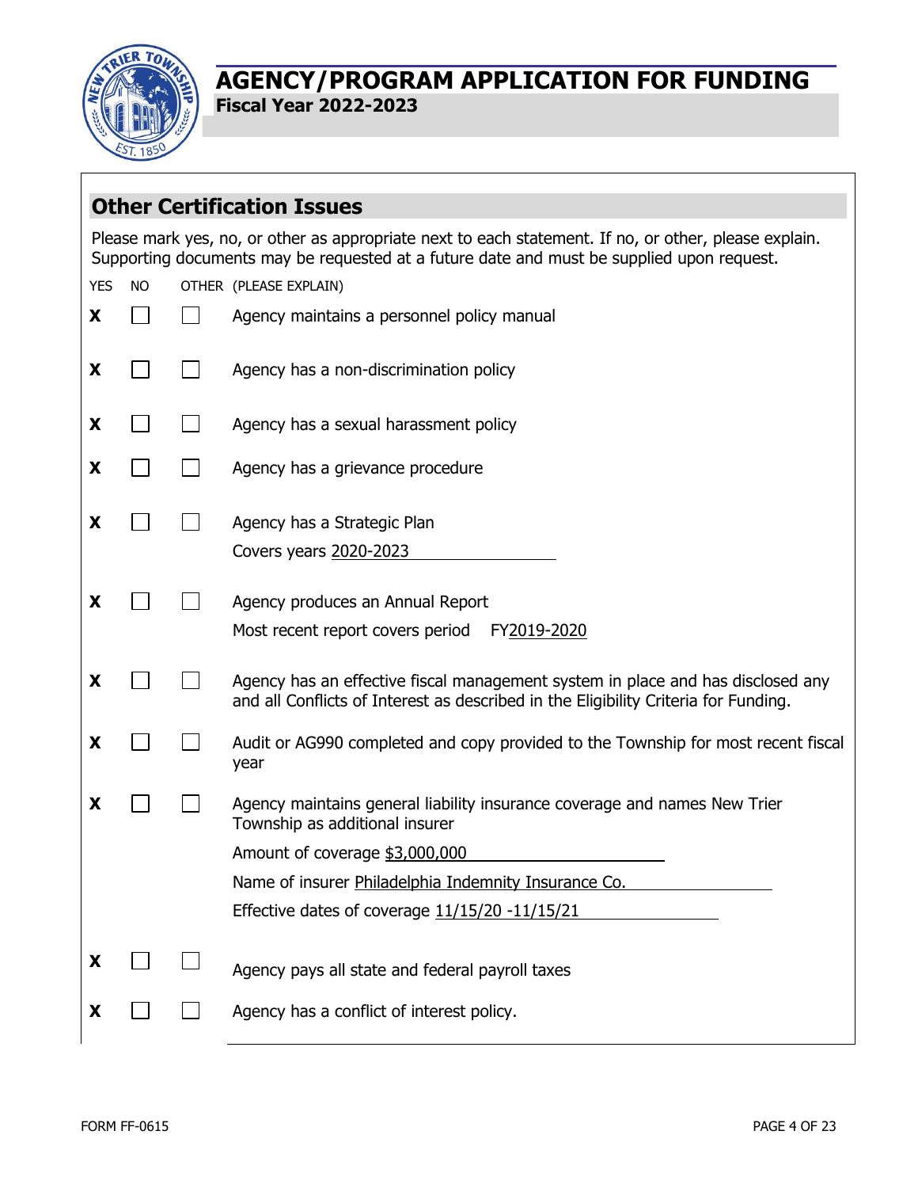# AGENCY/PROGRAM APPLICATION FOR FUNDING

**Fiscal Year 2022-2023**

## Other Certification Issues

Please mark yes, no, or other as appropriate next to each statement. If no, or other, please explain. Supporting documents may be requested at a future date and must be supplied upon request.

| YES | NO | OTHER | (PLEASE EXPLAIN) |
|---|---|---|---|
| X | ☐ | ☐ | Agency maintains a personnel policy manual |
| X | ☐ | ☐ | Agency has a non-discrimination policy |
| X | ☐ | ☐ | Agency has a sexual harassment policy |
| X | ☐ | ☐ | Agency has a grievance procedure |
| X | ☐ | ☐ | Agency has a Strategic Plan<br>Covers years 2020-2023 |
| X | ☐ | ☐ | Agency produces an Annual Report<br>Most recent report covers period FY2019-2020 |
| X | ☐ | ☐ | Agency has an effective fiscal management system in place and has disclosed any and all Conflicts of Interest as described in the Eligibility Criteria for Funding. |
| X | ☐ | ☐ | Audit or AG990 completed and copy provided to the Township for most recent fiscal year |
| X | ☐ | ☐ | Agency maintains general liability insurance coverage and names New Trier Township as additional insurer<br>Amount of coverage $3,000,000<br>Name of insurer Philadelphia Indemnity Insurance Co.<br>Effective dates of coverage 11/15/20 -11/15/21 |
| X | ☐ | ☐ | Agency pays all state and federal payroll taxes |
| X | ☐ | ☐ | Agency has a conflict of interest policy. |

FORM FF-0615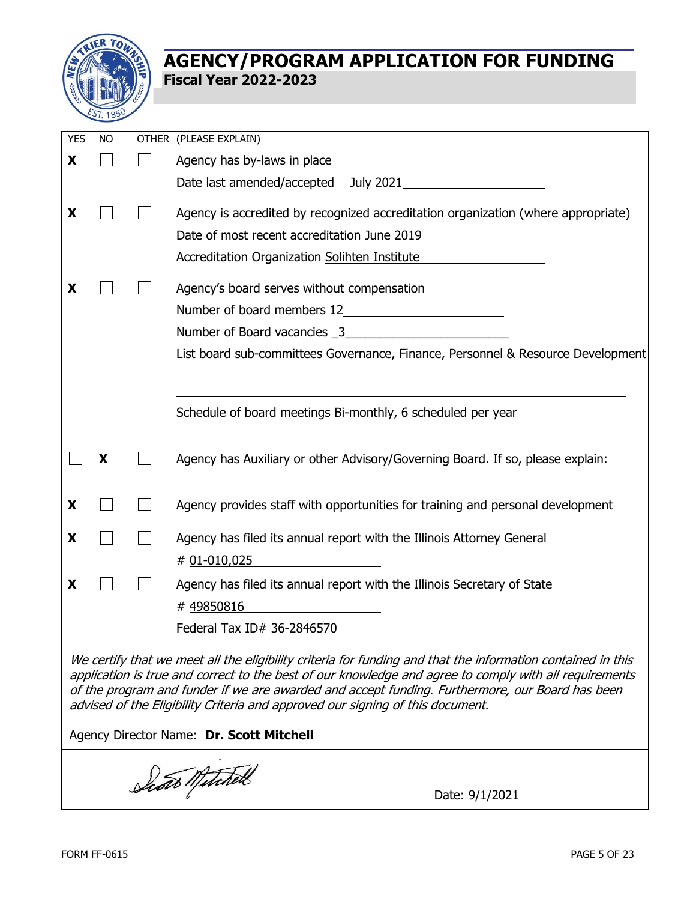# AGENCY/PROGRAM APPLICATION FOR FUNDING

**Fiscal Year 2022-2023**

| YES | NO | OTHER | (PLEASE EXPLAIN) |
|---|---|---|---|
| X | ☐ | ☐ | Agency has by-laws in place<br>Date last amended/accepted July 2021 |
| X | ☐ | ☐ | Agency is accredited by recognized accreditation organization (where appropriate)<br>Date of most recent accreditation June 2019<br>Accreditation Organization Solihten Institute |
| X | ☐ | ☐ | Agency's board serves without compensation<br>Number of board members 12<br>Number of Board vacancies 3<br>List board sub-committees Governance, Finance, Personnel & Resource Development<br>Schedule of board meetings Bi-monthly, 6 scheduled per year |
| ☐ | X | ☐ | Agency has Auxiliary or other Advisory/Governing Board. If so, please explain: |
| X | ☐ | ☐ | Agency provides staff with opportunities for training and personal development |
| X | ☐ | ☐ | Agency has filed its annual report with the Illinois Attorney General<br># 01-010,025 |
| X | ☐ | ☐ | Agency has filed its annual report with the Illinois Secretary of State<br># 49850816<br>Federal Tax ID# 36-2846570 |

*We certify that we meet all the eligibility criteria for funding and that the information contained in this application is true and correct to the best of our knowledge and agree to comply with all requirements of the program and funder if we are awarded and accept funding. Furthermore, our Board has been advised of the Eligibility Criteria and approved our signing of this document.*

Agency Director Name: **Dr. Scott Mitchell**

Scott Mitchell

Date: 9/1/2021

FORM FF-0615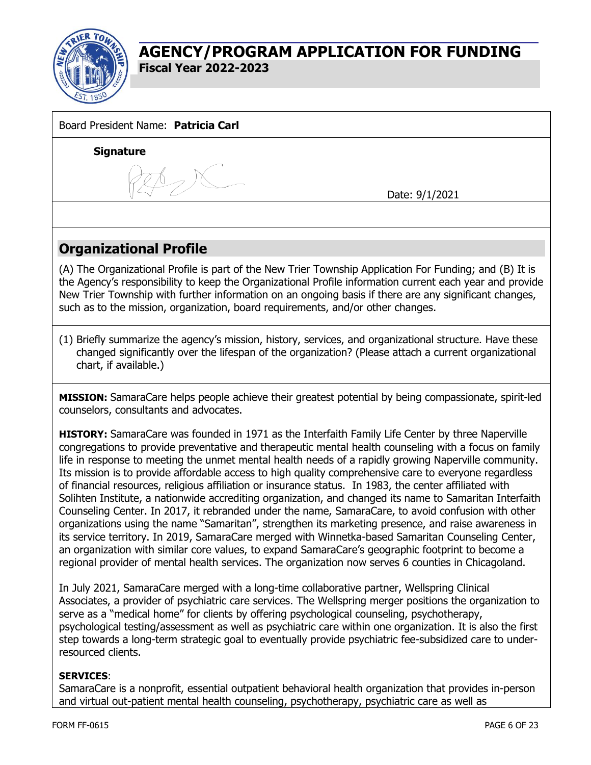# AGENCY/PROGRAM APPLICATION FOR FUNDING

**Fiscal Year 2022-2023**

Board President Name: **Patricia Carl**

**Signature**

Date: 9/1/2021

## Organizational Profile

(A) The Organizational Profile is part of the New Trier Township Application For Funding; and (B) It is the Agency's responsibility to keep the Organizational Profile information current each year and provide New Trier Township with further information on an ongoing basis if there are any significant changes, such as to the mission, organization, board requirements, and/or other changes.

(1) Briefly summarize the agency's mission, history, services, and organizational structure. Have these changed significantly over the lifespan of the organization? (Please attach a current organizational chart, if available.)

**MISSION:** SamaraCare helps people achieve their greatest potential by being compassionate, spirit-led counselors, consultants and advocates.

**HISTORY:** SamaraCare was founded in 1971 as the Interfaith Family Life Center by three Naperville congregations to provide preventative and therapeutic mental health counseling with a focus on family life in response to meeting the unmet mental health needs of a rapidly growing Naperville community. Its mission is to provide affordable access to high quality comprehensive care to everyone regardless of financial resources, religious affiliation or insurance status. In 1983, the center affiliated with Solihten Institute, a nationwide accrediting organization, and changed its name to Samaritan Interfaith Counseling Center. In 2017, it rebranded under the name, SamaraCare, to avoid confusion with other organizations using the name "Samaritan", strengthen its marketing presence, and raise awareness in its service territory. In 2019, SamaraCare merged with Winnetka-based Samaritan Counseling Center, an organization with similar core values, to expand SamaraCare's geographic footprint to become a regional provider of mental health services. The organization now serves 6 counties in Chicagoland.

In July 2021, SamaraCare merged with a long-time collaborative partner, Wellspring Clinical Associates, a provider of psychiatric care services. The Wellspring merger positions the organization to serve as a "medical home" for clients by offering psychological counseling, psychotherapy, psychological testing/assessment as well as psychiatric care within one organization. It is also the first step towards a long-term strategic goal to eventually provide psychiatric fee-subsidized care to under-resourced clients.

**SERVICES**:

SamaraCare is a nonprofit, essential outpatient behavioral health organization that provides in-person and virtual out-patient mental health counseling, psychotherapy, psychiatric care as well as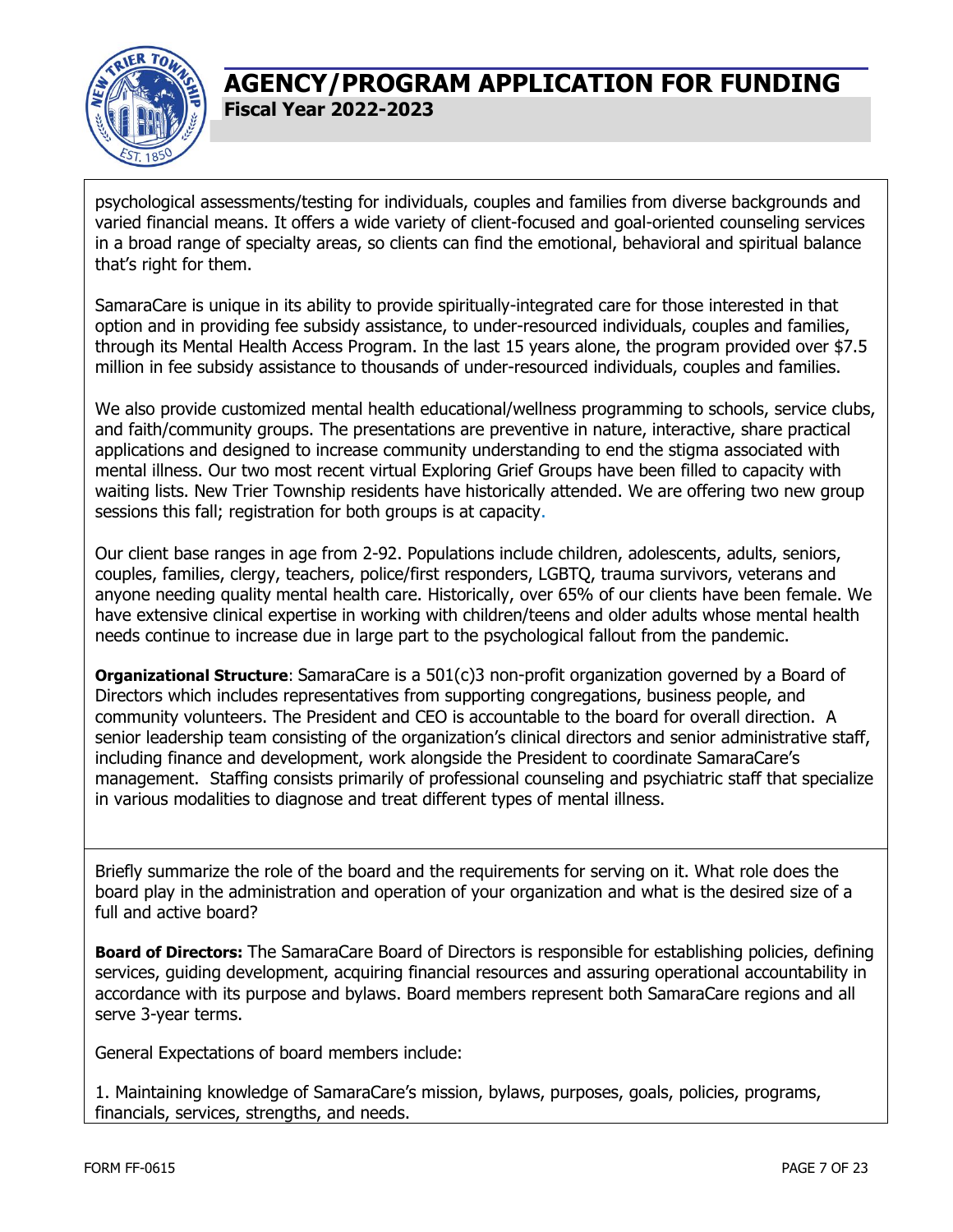psychological assessments/testing for individuals, couples and families from diverse backgrounds and varied financial means. It offers a wide variety of client-focused and goal-oriented counseling services in a broad range of specialty areas, so clients can find the emotional, behavioral and spiritual balance that's right for them.

SamaraCare is unique in its ability to provide spiritually-integrated care for those interested in that option and in providing fee subsidy assistance, to under-resourced individuals, couples and families, through its Mental Health Access Program. In the last 15 years alone, the program provided over $7.5 million in fee subsidy assistance to thousands of under-resourced individuals, couples and families.

We also provide customized mental health educational/wellness programming to schools, service clubs, and faith/community groups. The presentations are preventive in nature, interactive, share practical applications and designed to increase community understanding to end the stigma associated with mental illness. Our two most recent virtual Exploring Grief Groups have been filled to capacity with waiting lists. New Trier Township residents have historically attended. We are offering two new group sessions this fall; registration for both groups is at capacity.

Our client base ranges in age from 2-92. Populations include children, adolescents, adults, seniors, couples, families, clergy, teachers, police/first responders, LGBTQ, trauma survivors, veterans and anyone needing quality mental health care. Historically, over 65% of our clients have been female. We have extensive clinical expertise in working with children/teens and older adults whose mental health needs continue to increase due in large part to the psychological fallout from the pandemic.

**Organizational Structure**: SamaraCare is a 501(c)3 non-profit organization governed by a Board of Directors which includes representatives from supporting congregations, business people, and community volunteers. The President and CEO is accountable to the board for overall direction. A senior leadership team consisting of the organization's clinical directors and senior administrative staff, including finance and development, work alongside the President to coordinate SamaraCare's management. Staffing consists primarily of professional counseling and psychiatric staff that specialize in various modalities to diagnose and treat different types of mental illness.

Briefly summarize the role of the board and the requirements for serving on it. What role does the board play in the administration and operation of your organization and what is the desired size of a full and active board?

**Board of Directors:** The SamaraCare Board of Directors is responsible for establishing policies, defining services, guiding development, acquiring financial resources and assuring operational accountability in accordance with its purpose and bylaws. Board members represent both SamaraCare regions and all serve 3-year terms.

General Expectations of board members include:

1. Maintaining knowledge of SamaraCare's mission, bylaws, purposes, goals, policies, programs, financials, services, strengths, and needs.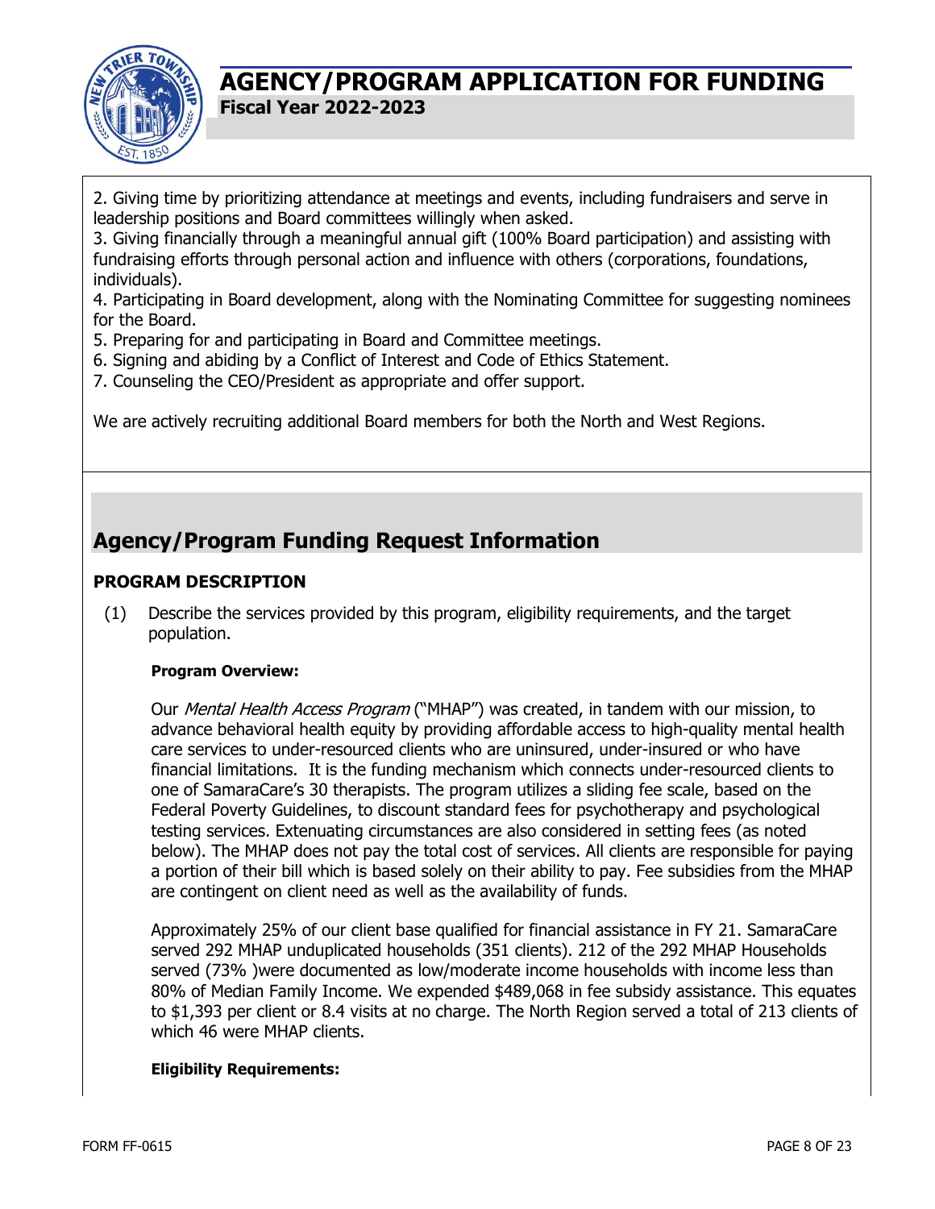2. Giving time by prioritizing attendance at meetings and events, including fundraisers and serve in leadership positions and Board committees willingly when asked.
3. Giving financially through a meaningful annual gift (100% Board participation) and assisting with fundraising efforts through personal action and influence with others (corporations, foundations, individuals).
4. Participating in Board development, along with the Nominating Committee for suggesting nominees for the Board.
5. Preparing for and participating in Board and Committee meetings.
6. Signing and abiding by a Conflict of Interest and Code of Ethics Statement.
7. Counseling the CEO/President as appropriate and offer support.

We are actively recruiting additional Board members for both the North and West Regions.

## Agency/Program Funding Request Information

### PROGRAM DESCRIPTION

(1) Describe the services provided by this program, eligibility requirements, and the target population.

**Program Overview:**

Our *Mental Health Access Program* ("MHAP") was created, in tandem with our mission, to advance behavioral health equity by providing affordable access to high-quality mental health care services to under-resourced clients who are uninsured, under-insured or who have financial limitations. It is the funding mechanism which connects under-resourced clients to one of SamaraCare's 30 therapists. The program utilizes a sliding fee scale, based on the Federal Poverty Guidelines, to discount standard fees for psychotherapy and psychological testing services. Extenuating circumstances are also considered in setting fees (as noted below). The MHAP does not pay the total cost of services. All clients are responsible for paying a portion of their bill which is based solely on their ability to pay. Fee subsidies from the MHAP are contingent on client need as well as the availability of funds.

Approximately 25% of our client base qualified for financial assistance in FY 21. SamaraCare served 292 MHAP unduplicated households (351 clients). 212 of the 292 MHAP Households served (73% )were documented as low/moderate income households with income less than 80% of Median Family Income. We expended $489,068 in fee subsidy assistance. This equates to $1,393 per client or 8.4 visits at no charge. The North Region served a total of 213 clients of which 46 were MHAP clients.

**Eligibility Requirements:**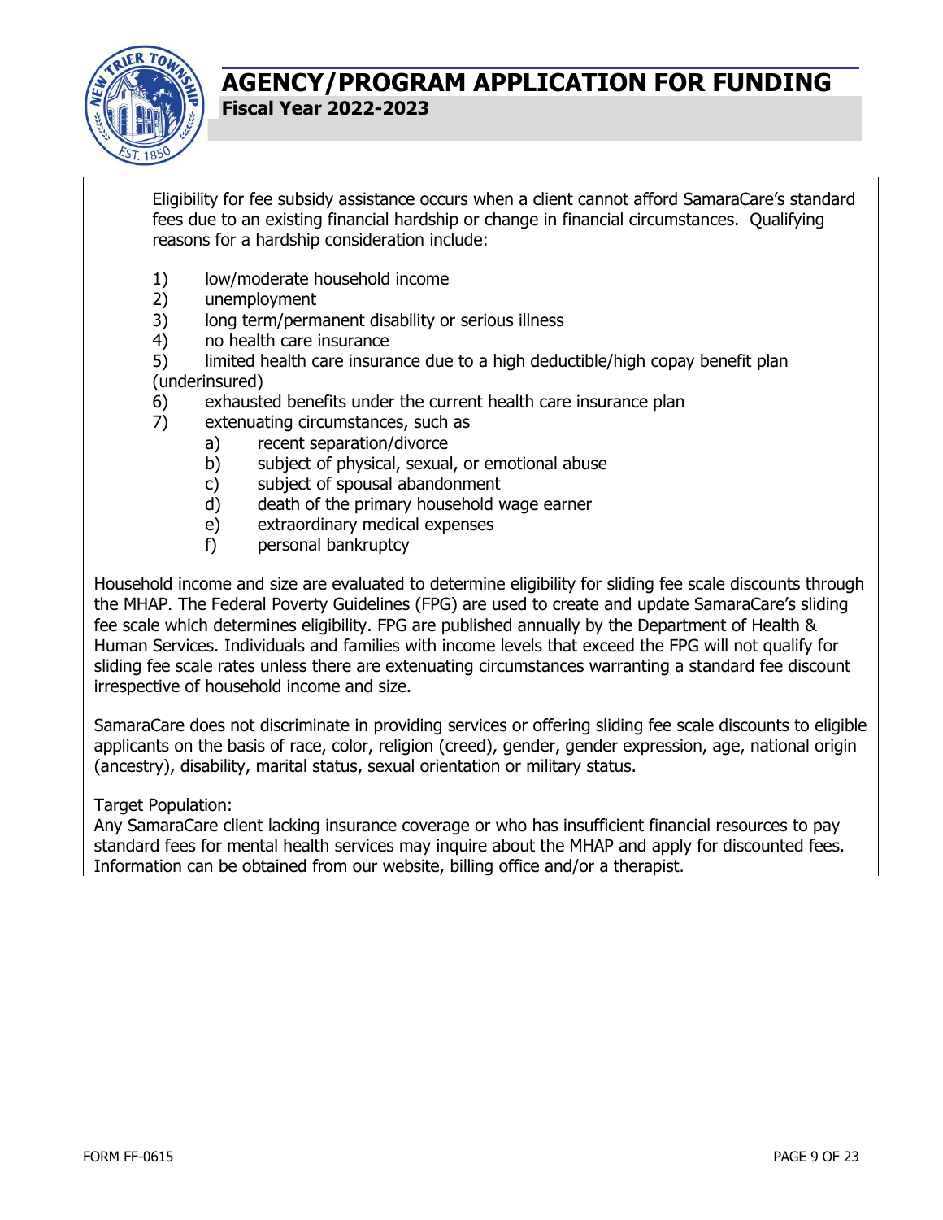Eligibility for fee subsidy assistance occurs when a client cannot afford SamaraCare's standard fees due to an existing financial hardship or change in financial circumstances. Qualifying reasons for a hardship consideration include:

1) low/moderate household income
2) unemployment
3) long term/permanent disability or serious illness
4) no health care insurance
5) limited health care insurance due to a high deductible/high copay benefit plan (underinsured)
6) exhausted benefits under the current health care insurance plan
7) extenuating circumstances, such as
    a) recent separation/divorce
    b) subject of physical, sexual, or emotional abuse
    c) subject of spousal abandonment
    d) death of the primary household wage earner
    e) extraordinary medical expenses
    f) personal bankruptcy

Household income and size are evaluated to determine eligibility for sliding fee scale discounts through the MHAP. The Federal Poverty Guidelines (FPG) are used to create and update SamaraCare's sliding fee scale which determines eligibility. FPG are published annually by the Department of Health & Human Services. Individuals and families with income levels that exceed the FPG will not qualify for sliding fee scale rates unless there are extenuating circumstances warranting a standard fee discount irrespective of household income and size.

SamaraCare does not discriminate in providing services or offering sliding fee scale discounts to eligible applicants on the basis of race, color, religion (creed), gender, gender expression, age, national origin (ancestry), disability, marital status, sexual orientation or military status.

Target Population:
Any SamaraCare client lacking insurance coverage or who has insufficient financial resources to pay standard fees for mental health services may inquire about the MHAP and apply for discounted fees. Information can be obtained from our website, billing office and/or a therapist.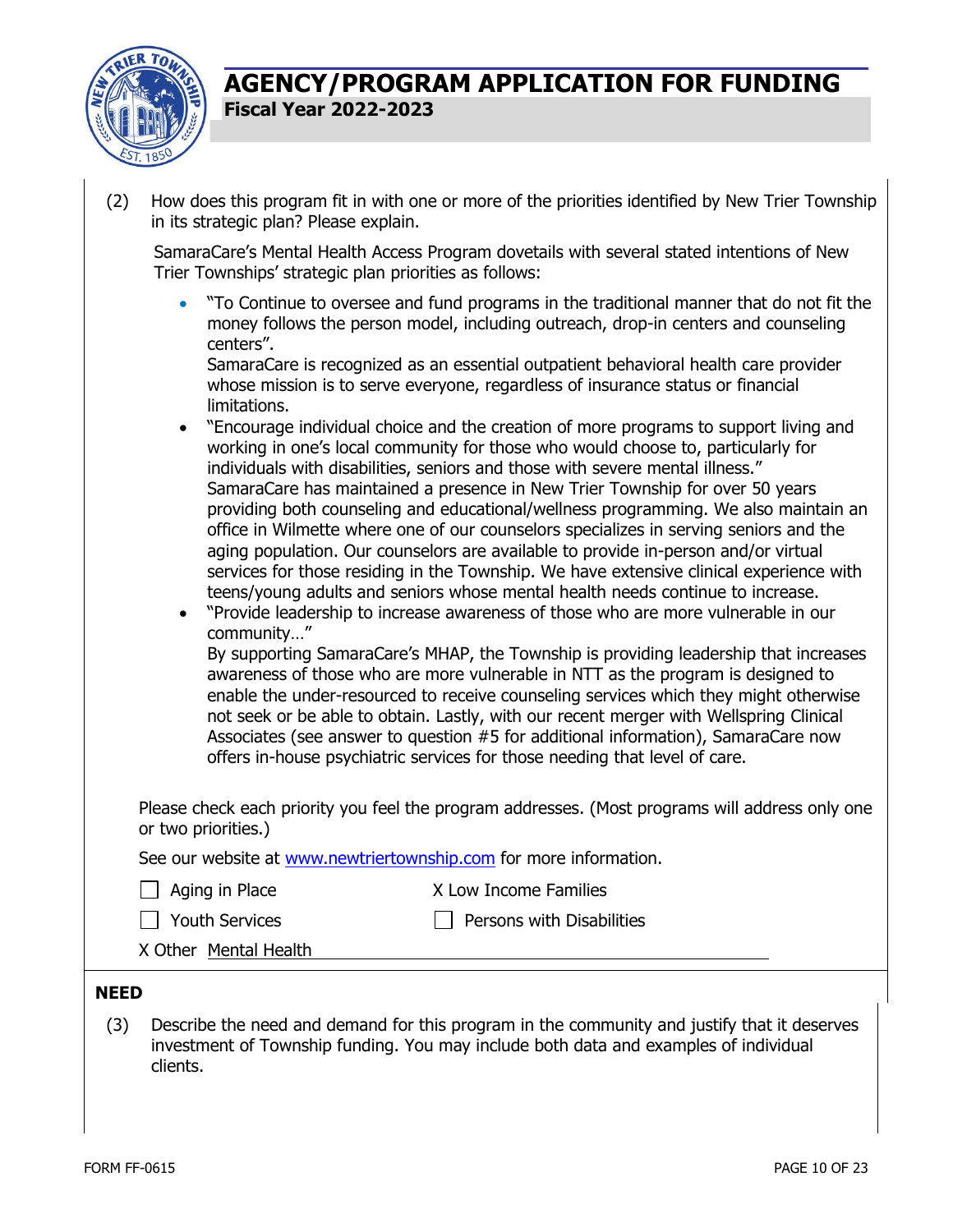(2) How does this program fit in with one or more of the priorities identified by New Trier Township in its strategic plan? Please explain.

SamaraCare's Mental Health Access Program dovetails with several stated intentions of New Trier Townships' strategic plan priorities as follows:

- "To Continue to oversee and fund programs in the traditional manner that do not fit the money follows the person model, including outreach, drop-in centers and counseling centers".
  SamaraCare is recognized as an essential outpatient behavioral health care provider whose mission is to serve everyone, regardless of insurance status or financial limitations.
- "Encourage individual choice and the creation of more programs to support living and working in one's local community for those who would choose to, particularly for individuals with disabilities, seniors and those with severe mental illness."
  SamaraCare has maintained a presence in New Trier Township for over 50 years providing both counseling and educational/wellness programming. We also maintain an office in Wilmette where one of our counselors specializes in serving seniors and the aging population. Our counselors are available to provide in-person and/or virtual services for those residing in the Township. We have extensive clinical experience with teens/young adults and seniors whose mental health needs continue to increase.
- "Provide leadership to increase awareness of those who are more vulnerable in our community…"
  By supporting SamaraCare's MHAP, the Township is providing leadership that increases awareness of those who are more vulnerable in NTT as the program is designed to enable the under-resourced to receive counseling services which they might otherwise not seek or be able to obtain. Lastly, with our recent merger with Wellspring Clinical Associates (see answer to question #5 for additional information), SamaraCare now offers in-house psychiatric services for those needing that level of care.

Please check each priority you feel the program addresses. (Most programs will address only one or two priorities.)

See our website at www.newtriertownship.com for more information.

- ☐ Aging in Place
- X Low Income Families
- ☐ Youth Services
- ☐ Persons with Disabilities
- X Other Mental Health

## NEED

(3) Describe the need and demand for this program in the community and justify that it deserves investment of Township funding. You may include both data and examples of individual clients.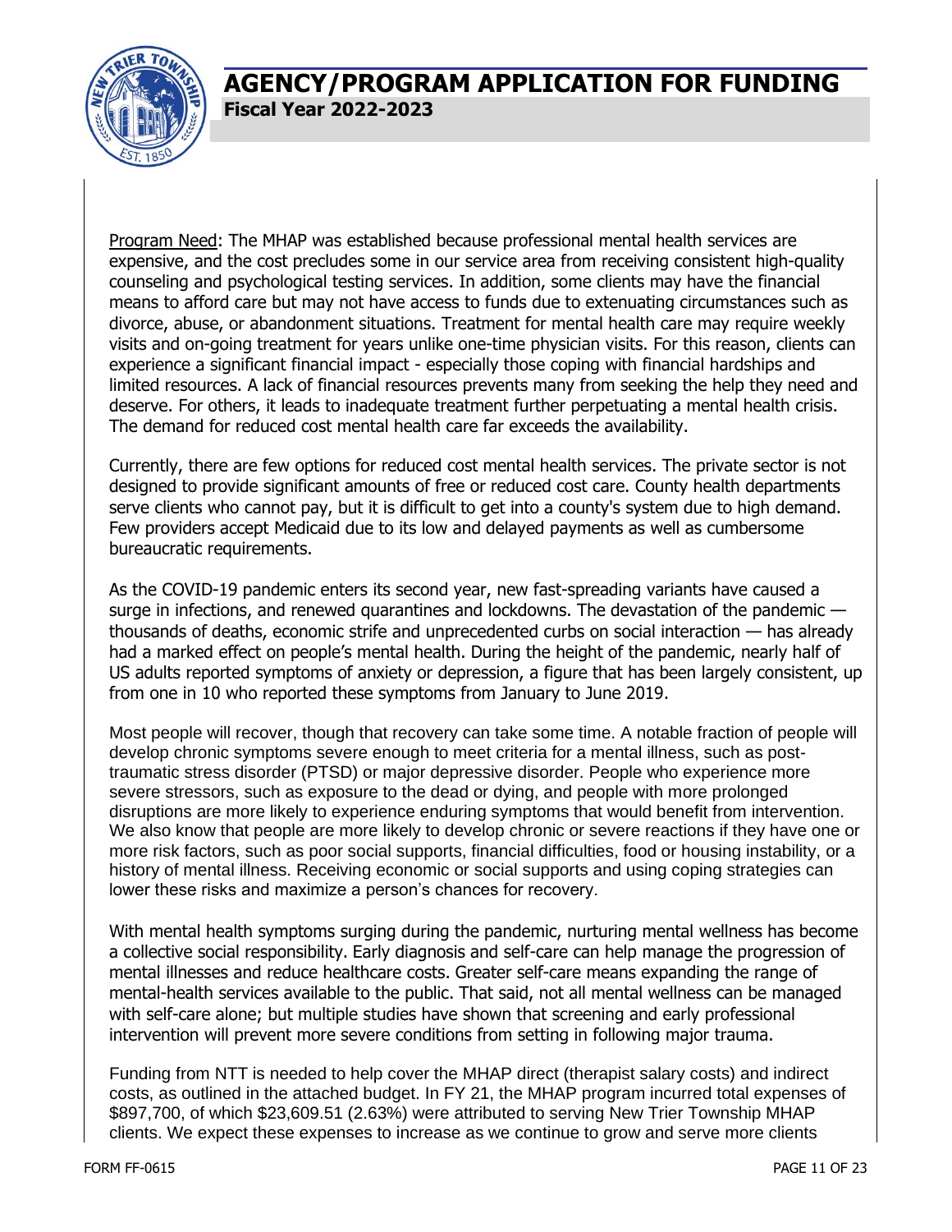Program Need: The MHAP was established because professional mental health services are expensive, and the cost precludes some in our service area from receiving consistent high-quality counseling and psychological testing services. In addition, some clients may have the financial means to afford care but may not have access to funds due to extenuating circumstances such as divorce, abuse, or abandonment situations. Treatment for mental health care may require weekly visits and on-going treatment for years unlike one-time physician visits. For this reason, clients can experience a significant financial impact - especially those coping with financial hardships and limited resources. A lack of financial resources prevents many from seeking the help they need and deserve. For others, it leads to inadequate treatment further perpetuating a mental health crisis. The demand for reduced cost mental health care far exceeds the availability.

Currently, there are few options for reduced cost mental health services. The private sector is not designed to provide significant amounts of free or reduced cost care. County health departments serve clients who cannot pay, but it is difficult to get into a county's system due to high demand. Few providers accept Medicaid due to its low and delayed payments as well as cumbersome bureaucratic requirements.

As the COVID-19 pandemic enters its second year, new fast-spreading variants have caused a surge in infections, and renewed quarantines and lockdowns. The devastation of the pandemic — thousands of deaths, economic strife and unprecedented curbs on social interaction — has already had a marked effect on people's mental health. During the height of the pandemic, nearly half of US adults reported symptoms of anxiety or depression, a figure that has been largely consistent, up from one in 10 who reported these symptoms from January to June 2019.

Most people will recover, though that recovery can take some time. A notable fraction of people will develop chronic symptoms severe enough to meet criteria for a mental illness, such as post-traumatic stress disorder (PTSD) or major depressive disorder. People who experience more severe stressors, such as exposure to the dead or dying, and people with more prolonged disruptions are more likely to experience enduring symptoms that would benefit from intervention. We also know that people are more likely to develop chronic or severe reactions if they have one or more risk factors, such as poor social supports, financial difficulties, food or housing instability, or a history of mental illness. Receiving economic or social supports and using coping strategies can lower these risks and maximize a person's chances for recovery.

With mental health symptoms surging during the pandemic, nurturing mental wellness has become a collective social responsibility. Early diagnosis and self-care can help manage the progression of mental illnesses and reduce healthcare costs. Greater self-care means expanding the range of mental-health services available to the public. That said, not all mental wellness can be managed with self-care alone; but multiple studies have shown that screening and early professional intervention will prevent more severe conditions from setting in following major trauma.

Funding from NTT is needed to help cover the MHAP direct (therapist salary costs) and indirect costs, as outlined in the attached budget. In FY 21, the MHAP program incurred total expenses of $897,700, of which $23,609.51 (2.63%) were attributed to serving New Trier Township MHAP clients. We expect these expenses to increase as we continue to grow and serve more clients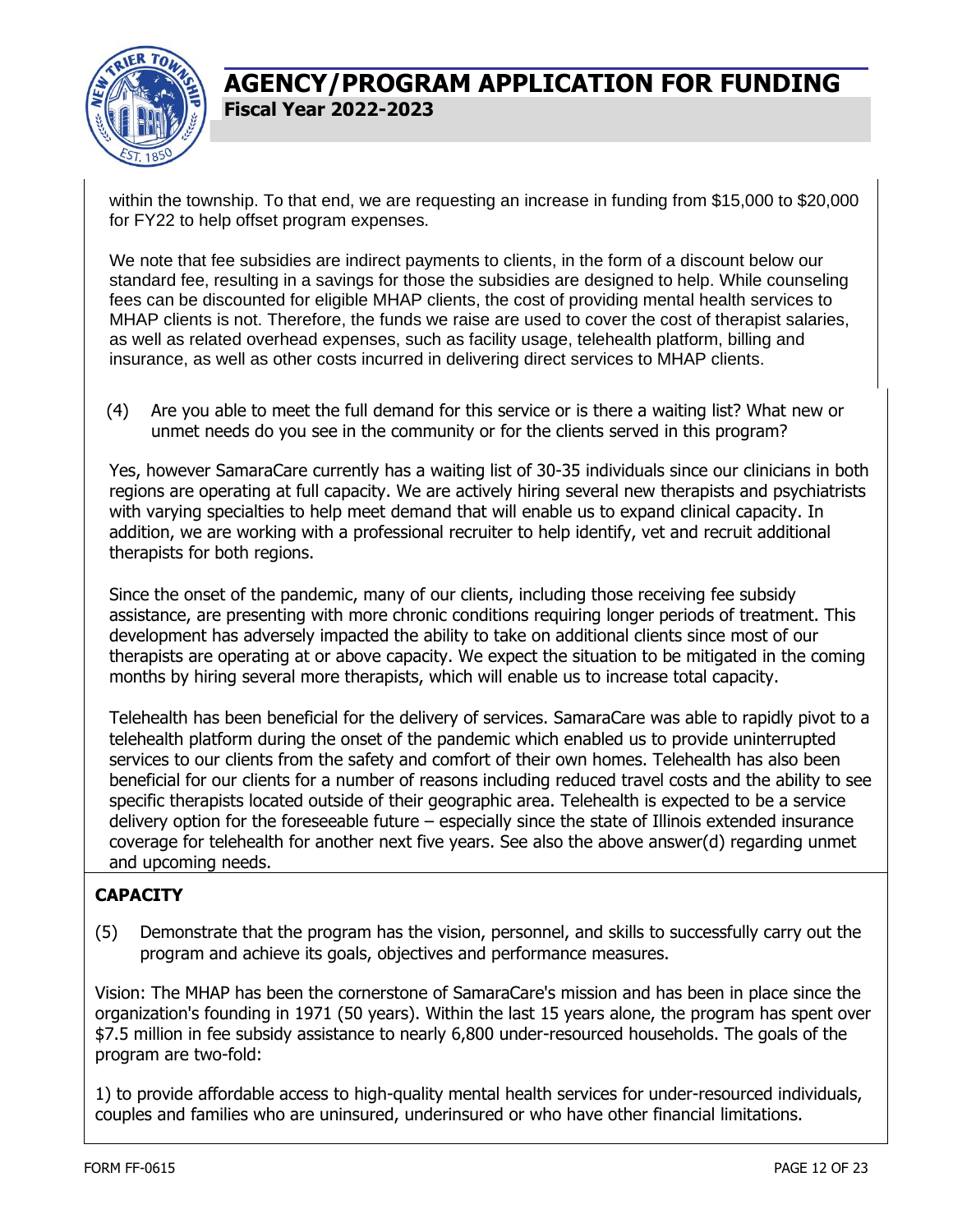within the township. To that end, we are requesting an increase in funding from $15,000 to $20,000 for FY22 to help offset program expenses.

We note that fee subsidies are indirect payments to clients, in the form of a discount below our standard fee, resulting in a savings for those the subsidies are designed to help. While counseling fees can be discounted for eligible MHAP clients, the cost of providing mental health services to MHAP clients is not. Therefore, the funds we raise are used to cover the cost of therapist salaries, as well as related overhead expenses, such as facility usage, telehealth platform, billing and insurance, as well as other costs incurred in delivering direct services to MHAP clients.

(4) Are you able to meet the full demand for this service or is there a waiting list? What new or unmet needs do you see in the community or for the clients served in this program?

Yes, however SamaraCare currently has a waiting list of 30-35 individuals since our clinicians in both regions are operating at full capacity. We are actively hiring several new therapists and psychiatrists with varying specialties to help meet demand that will enable us to expand clinical capacity. In addition, we are working with a professional recruiter to help identify, vet and recruit additional therapists for both regions.

Since the onset of the pandemic, many of our clients, including those receiving fee subsidy assistance, are presenting with more chronic conditions requiring longer periods of treatment. This development has adversely impacted the ability to take on additional clients since most of our therapists are operating at or above capacity. We expect the situation to be mitigated in the coming months by hiring several more therapists, which will enable us to increase total capacity.

Telehealth has been beneficial for the delivery of services. SamaraCare was able to rapidly pivot to a telehealth platform during the onset of the pandemic which enabled us to provide uninterrupted services to our clients from the safety and comfort of their own homes. Telehealth has also been beneficial for our clients for a number of reasons including reduced travel costs and the ability to see specific therapists located outside of their geographic area. Telehealth is expected to be a service delivery option for the foreseeable future – especially since the state of Illinois extended insurance coverage for telehealth for another next five years. See also the above answer(d) regarding unmet and upcoming needs.

**CAPACITY**

(5) Demonstrate that the program has the vision, personnel, and skills to successfully carry out the program and achieve its goals, objectives and performance measures.

Vision: The MHAP has been the cornerstone of SamaraCare's mission and has been in place since the organization's founding in 1971 (50 years). Within the last 15 years alone, the program has spent over $7.5 million in fee subsidy assistance to nearly 6,800 under-resourced households. The goals of the program are two-fold:

1) to provide affordable access to high-quality mental health services for under-resourced individuals, couples and families who are uninsured, underinsured or who have other financial limitations.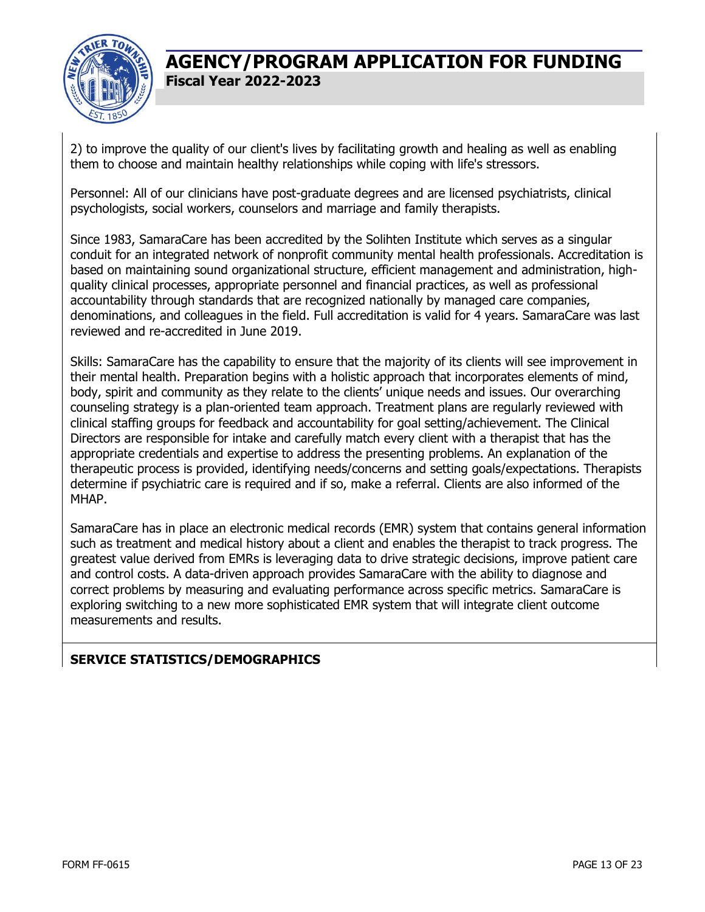2) to improve the quality of our client's lives by facilitating growth and healing as well as enabling them to choose and maintain healthy relationships while coping with life's stressors.

Personnel: All of our clinicians have post-graduate degrees and are licensed psychiatrists, clinical psychologists, social workers, counselors and marriage and family therapists.

Since 1983, SamaraCare has been accredited by the Solihten Institute which serves as a singular conduit for an integrated network of nonprofit community mental health professionals. Accreditation is based on maintaining sound organizational structure, efficient management and administration, high-quality clinical processes, appropriate personnel and financial practices, as well as professional accountability through standards that are recognized nationally by managed care companies, denominations, and colleagues in the field. Full accreditation is valid for 4 years. SamaraCare was last reviewed and re-accredited in June 2019.

Skills: SamaraCare has the capability to ensure that the majority of its clients will see improvement in their mental health. Preparation begins with a holistic approach that incorporates elements of mind, body, spirit and community as they relate to the clients' unique needs and issues. Our overarching counseling strategy is a plan-oriented team approach. Treatment plans are regularly reviewed with clinical staffing groups for feedback and accountability for goal setting/achievement. The Clinical Directors are responsible for intake and carefully match every client with a therapist that has the appropriate credentials and expertise to address the presenting problems. An explanation of the therapeutic process is provided, identifying needs/concerns and setting goals/expectations. Therapists determine if psychiatric care is required and if so, make a referral. Clients are also informed of the MHAP.

SamaraCare has in place an electronic medical records (EMR) system that contains general information such as treatment and medical history about a client and enables the therapist to track progress. The greatest value derived from EMRs is leveraging data to drive strategic decisions, improve patient care and control costs. A data-driven approach provides SamaraCare with the ability to diagnose and correct problems by measuring and evaluating performance across specific metrics. SamaraCare is exploring switching to a new more sophisticated EMR system that will integrate client outcome measurements and results.

**SERVICE STATISTICS/DEMOGRAPHICS**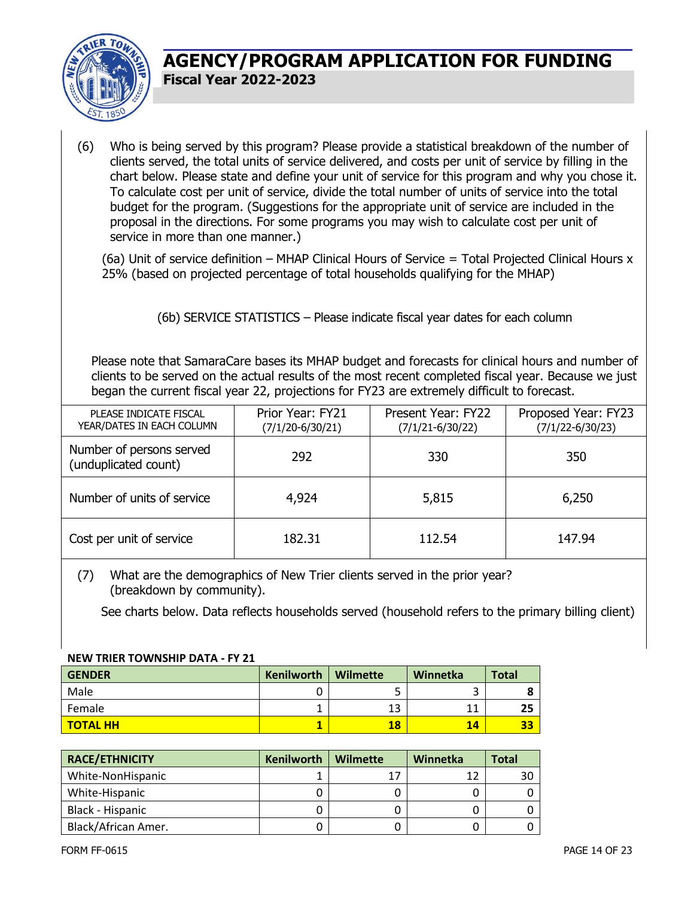# AGENCY/PROGRAM APPLICATION FOR FUNDING

**Fiscal Year 2022-2023**

(6) Who is being served by this program? Please provide a statistical breakdown of the number of clients served, the total units of service delivered, and costs per unit of service by filling in the chart below. Please state and define your unit of service for this program and why you chose it. To calculate cost per unit of service, divide the total number of units of service into the total budget for the program. (Suggestions for the appropriate unit of service are included in the proposal in the directions. For some programs you may wish to calculate cost per unit of service in more than one manner.)

(6a) Unit of service definition – MHAP Clinical Hours of Service = Total Projected Clinical Hours x 25% (based on projected percentage of total households qualifying for the MHAP)

(6b) SERVICE STATISTICS – Please indicate fiscal year dates for each column

Please note that SamaraCare bases its MHAP budget and forecasts for clinical hours and number of clients to be served on the actual results of the most recent completed fiscal year. Because we just began the current fiscal year 22, projections for FY23 are extremely difficult to forecast.

| PLEASE INDICATE FISCAL YEAR/DATES IN EACH COLUMN | Prior Year: FY21 (7/1/20-6/30/21) | Present Year: FY22 (7/1/21-6/30/22) | Proposed Year: FY23 (7/1/22-6/30/23) |
|---|---|---|---|
| Number of persons served (unduplicated count) | 292 | 330 | 350 |
| Number of units of service | 4,924 | 5,815 | 6,250 |
| Cost per unit of service | 182.31 | 112.54 | 147.94 |

(7) What are the demographics of New Trier clients served in the prior year? (breakdown by community).

See charts below. Data reflects households served (household refers to the primary billing client)

**NEW TRIER TOWNSHIP DATA - FY 21**

| GENDER | Kenilworth | Wilmette | Winnetka | Total |
|---|---|---|---|---|
| Male | 0 | 5 | 3 | **8** |
| Female | 1 | 13 | 11 | **25** |
| **TOTAL HH** | **1** | **18** | **14** | **33** |

| RACE/ETHNICITY | Kenilworth | Wilmette | Winnetka | Total |
|---|---|---|---|---|
| White-NonHispanic | 1 | 17 | 12 | 30 |
| White-Hispanic | 0 | 0 | 0 | 0 |
| Black - Hispanic | 0 | 0 | 0 | 0 |
| Black/African Amer. | 0 | 0 | 0 | 0 |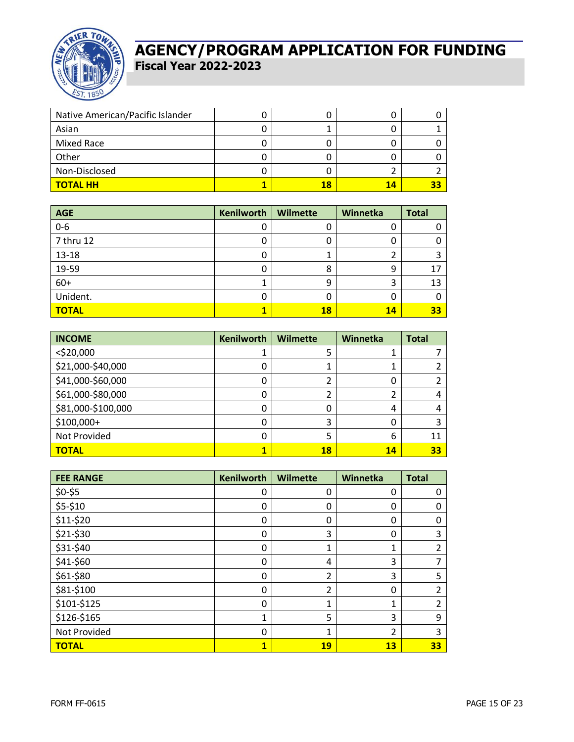# AGENCY/PROGRAM APPLICATION FOR FUNDING

**Fiscal Year 2022-2023**

| | | | | |
|---|---|---|---|---|
| Native American/Pacific Islander | 0 | 0 | 0 | 0 |
| Asian | 0 | 1 | 0 | 1 |
| Mixed Race | 0 | 0 | 0 | 0 |
| Other | 0 | 0 | 0 | 0 |
| Non-Disclosed | 0 | 0 | 2 | 2 |
| **TOTAL HH** | **1** | **18** | **14** | **33** |

| AGE | Kenilworth | Wilmette | Winnetka | Total |
|---|---|---|---|---|
| 0-6 | 0 | 0 | 0 | 0 |
| 7 thru 12 | 0 | 0 | 0 | 0 |
| 13-18 | 0 | 1 | 2 | 3 |
| 19-59 | 0 | 8 | 9 | 17 |
| 60+ | 1 | 9 | 3 | 13 |
| Unident. | 0 | 0 | 0 | 0 |
| **TOTAL** | **1** | **18** | **14** | **33** |

| INCOME | Kenilworth | Wilmette | Winnetka | Total |
|---|---|---|---|---|
| <$20,000 | 1 | 5 | 1 | 7 |
| $21,000-$40,000 | 0 | 1 | 1 | 2 |
| $41,000-$60,000 | 0 | 2 | 0 | 2 |
| $61,000-$80,000 | 0 | 2 | 2 | 4 |
| $81,000-$100,000 | 0 | 0 | 4 | 4 |
| $100,000+ | 0 | 3 | 0 | 3 |
| Not Provided | 0 | 5 | 6 | 11 |
| **TOTAL** | **1** | **18** | **14** | **33** |

| FEE RANGE | Kenilworth | Wilmette | Winnetka | Total |
|---|---|---|---|---|
| $0-$5 | 0 | 0 | 0 | 0 |
| $5-$10 | 0 | 0 | 0 | 0 |
| $11-$20 | 0 | 0 | 0 | 0 |
| $21-$30 | 0 | 3 | 0 | 3 |
| $31-$40 | 0 | 1 | 1 | 2 |
| $41-$60 | 0 | 4 | 3 | 7 |
| $61-$80 | 0 | 2 | 3 | 5 |
| $81-$100 | 0 | 2 | 0 | 2 |
| $101-$125 | 0 | 1 | 1 | 2 |
| $126-$165 | 1 | 5 | 3 | 9 |
| Not Provided | 0 | 1 | 2 | 3 |
| **TOTAL** | **1** | **19** | **13** | **33** |

FORM FF-0615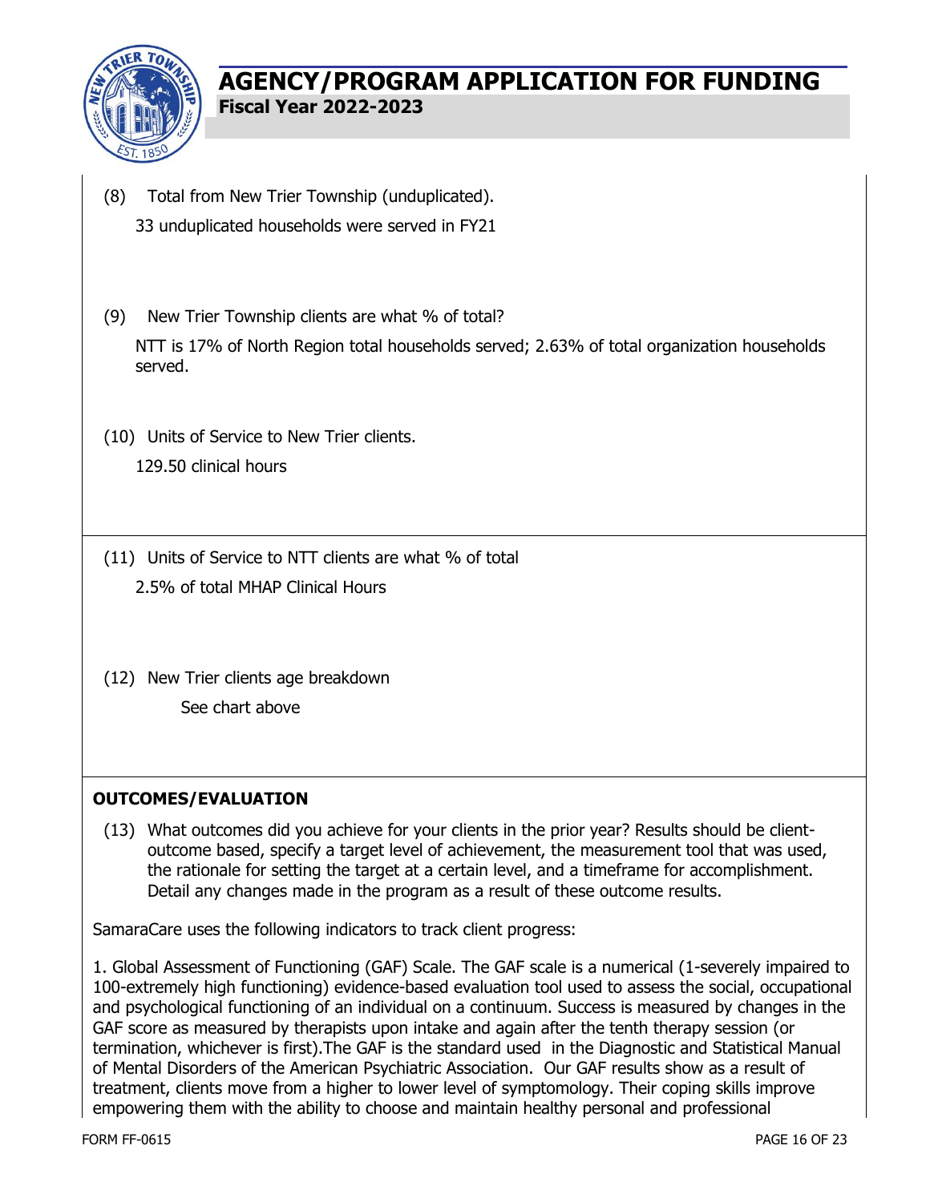(8) Total from New Trier Township (unduplicated).

33 unduplicated households were served in FY21

(9) New Trier Township clients are what % of total?

NTT is 17% of North Region total households served; 2.63% of total organization households served.

(10) Units of Service to New Trier clients.

129.50 clinical hours

(11) Units of Service to NTT clients are what % of total

2.5% of total MHAP Clinical Hours

(12) New Trier clients age breakdown

See chart above

**OUTCOMES/EVALUATION**

(13) What outcomes did you achieve for your clients in the prior year? Results should be client-outcome based, specify a target level of achievement, the measurement tool that was used, the rationale for setting the target at a certain level, and a timeframe for accomplishment. Detail any changes made in the program as a result of these outcome results.

SamaraCare uses the following indicators to track client progress:

1. Global Assessment of Functioning (GAF) Scale. The GAF scale is a numerical (1-severely impaired to 100-extremely high functioning) evidence-based evaluation tool used to assess the social, occupational and psychological functioning of an individual on a continuum. Success is measured by changes in the GAF score as measured by therapists upon intake and again after the tenth therapy session (or termination, whichever is first).The GAF is the standard used in the Diagnostic and Statistical Manual of Mental Disorders of the American Psychiatric Association. Our GAF results show as a result of treatment, clients move from a higher to lower level of symptomology. Their coping skills improve empowering them with the ability to choose and maintain healthy personal and professional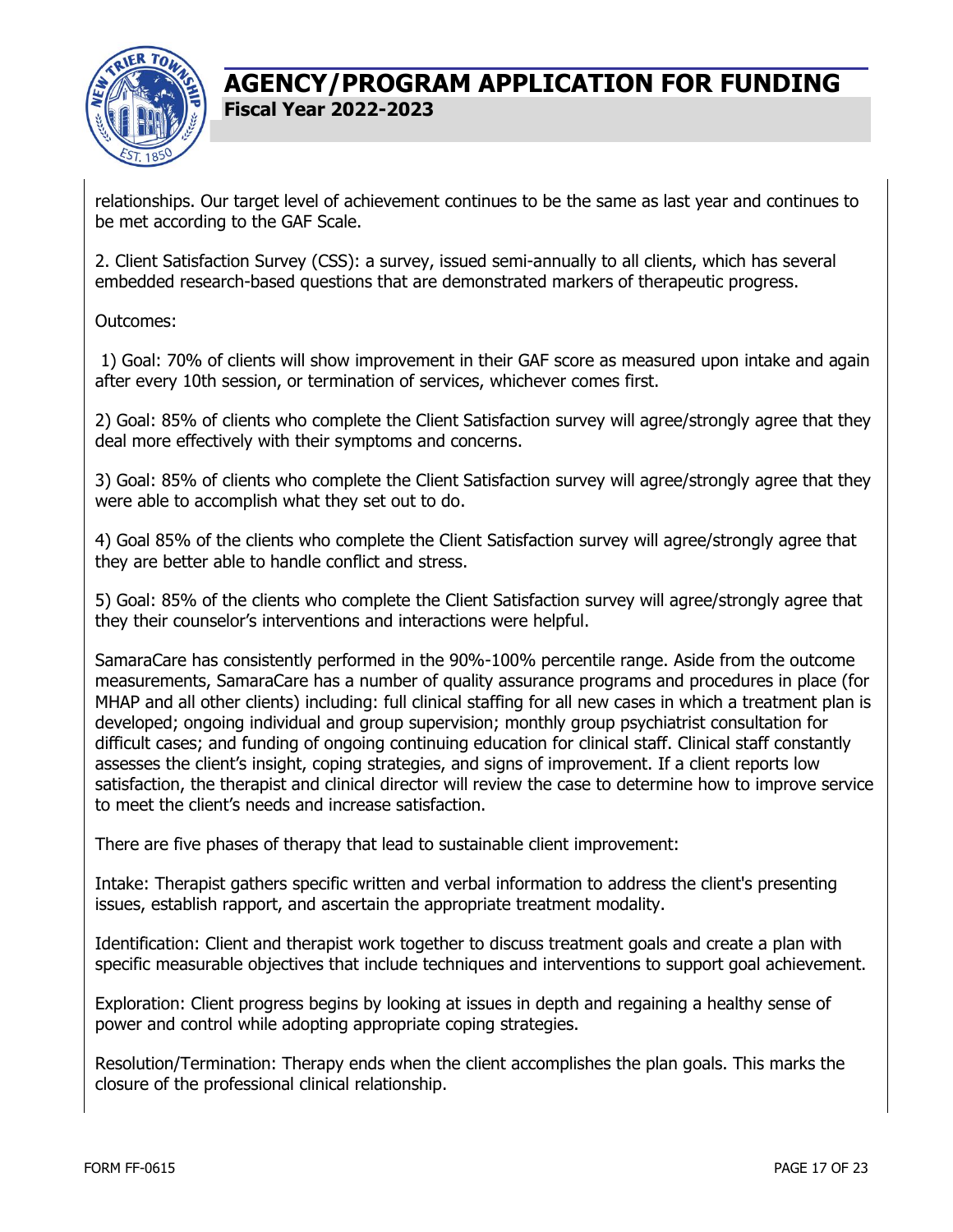relationships. Our target level of achievement continues to be the same as last year and continues to be met according to the GAF Scale.

2. Client Satisfaction Survey (CSS): a survey, issued semi-annually to all clients, which has several embedded research-based questions that are demonstrated markers of therapeutic progress.

Outcomes:

1) Goal: 70% of clients will show improvement in their GAF score as measured upon intake and again after every 10th session, or termination of services, whichever comes first.

2) Goal: 85% of clients who complete the Client Satisfaction survey will agree/strongly agree that they deal more effectively with their symptoms and concerns.

3) Goal: 85% of clients who complete the Client Satisfaction survey will agree/strongly agree that they were able to accomplish what they set out to do.

4) Goal 85% of the clients who complete the Client Satisfaction survey will agree/strongly agree that they are better able to handle conflict and stress.

5) Goal: 85% of the clients who complete the Client Satisfaction survey will agree/strongly agree that they their counselor's interventions and interactions were helpful.

SamaraCare has consistently performed in the 90%-100% percentile range. Aside from the outcome measurements, SamaraCare has a number of quality assurance programs and procedures in place (for MHAP and all other clients) including: full clinical staffing for all new cases in which a treatment plan is developed; ongoing individual and group supervision; monthly group psychiatrist consultation for difficult cases; and funding of ongoing continuing education for clinical staff. Clinical staff constantly assesses the client's insight, coping strategies, and signs of improvement. If a client reports low satisfaction, the therapist and clinical director will review the case to determine how to improve service to meet the client's needs and increase satisfaction.

There are five phases of therapy that lead to sustainable client improvement:

Intake: Therapist gathers specific written and verbal information to address the client's presenting issues, establish rapport, and ascertain the appropriate treatment modality.

Identification: Client and therapist work together to discuss treatment goals and create a plan with specific measurable objectives that include techniques and interventions to support goal achievement.

Exploration: Client progress begins by looking at issues in depth and regaining a healthy sense of power and control while adopting appropriate coping strategies.

Resolution/Termination: Therapy ends when the client accomplishes the plan goals. This marks the closure of the professional clinical relationship.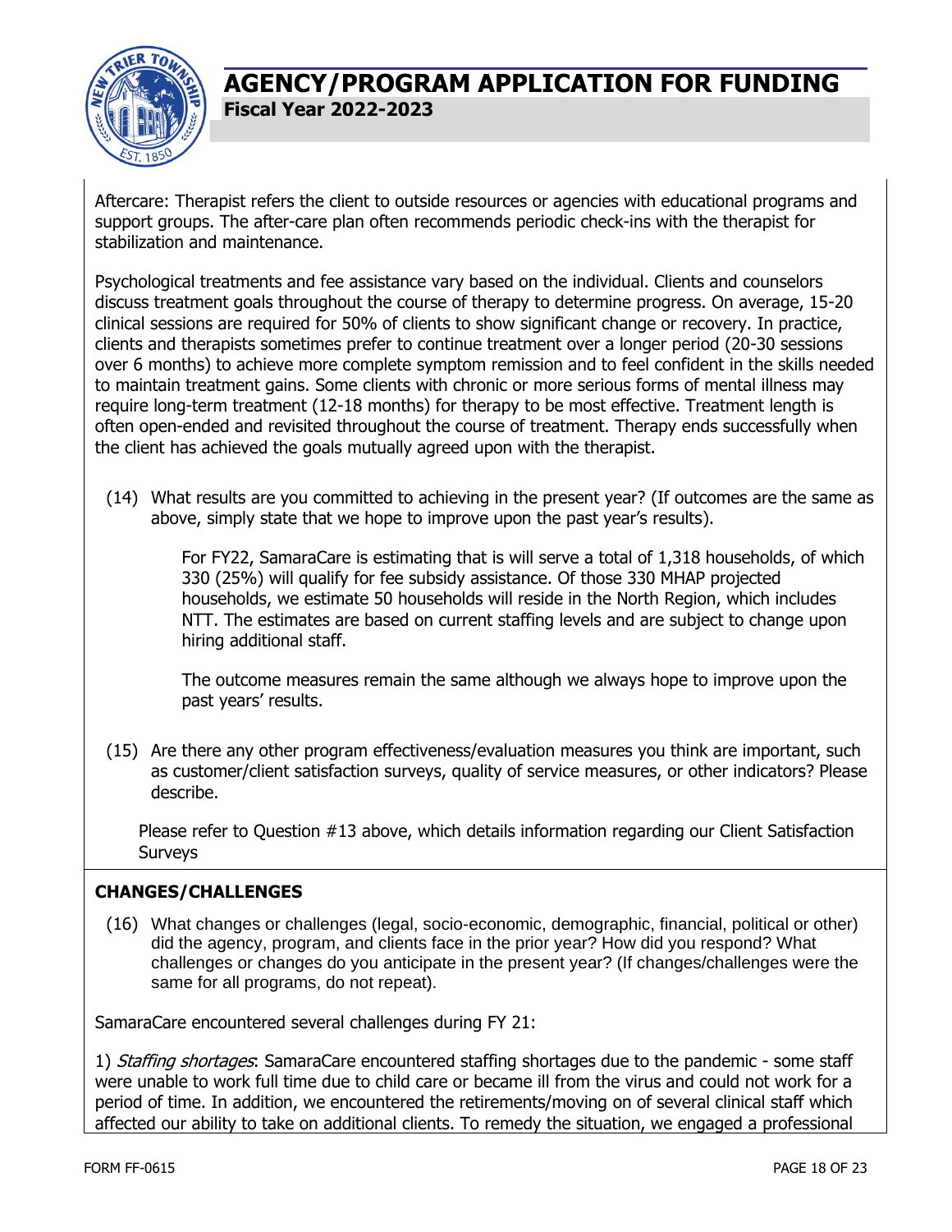Aftercare: Therapist refers the client to outside resources or agencies with educational programs and support groups. The after-care plan often recommends periodic check-ins with the therapist for stabilization and maintenance.

Psychological treatments and fee assistance vary based on the individual. Clients and counselors discuss treatment goals throughout the course of therapy to determine progress. On average, 15-20 clinical sessions are required for 50% of clients to show significant change or recovery. In practice, clients and therapists sometimes prefer to continue treatment over a longer period (20-30 sessions over 6 months) to achieve more complete symptom remission and to feel confident in the skills needed to maintain treatment gains. Some clients with chronic or more serious forms of mental illness may require long-term treatment (12-18 months) for therapy to be most effective. Treatment length is often open-ended and revisited throughout the course of treatment. Therapy ends successfully when the client has achieved the goals mutually agreed upon with the therapist.

(14) What results are you committed to achieving in the present year? (If outcomes are the same as above, simply state that we hope to improve upon the past year's results).

For FY22, SamaraCare is estimating that is will serve a total of 1,318 households, of which 330 (25%) will qualify for fee subsidy assistance. Of those 330 MHAP projected households, we estimate 50 households will reside in the North Region, which includes NTT. The estimates are based on current staffing levels and are subject to change upon hiring additional staff.

The outcome measures remain the same although we always hope to improve upon the past years' results.

(15) Are there any other program effectiveness/evaluation measures you think are important, such as customer/client satisfaction surveys, quality of service measures, or other indicators? Please describe.

Please refer to Question #13 above, which details information regarding our Client Satisfaction Surveys

## CHANGES/CHALLENGES

(16) What changes or challenges (legal, socio-economic, demographic, financial, political or other) did the agency, program, and clients face in the prior year? How did you respond? What challenges or changes do you anticipate in the present year? (If changes/challenges were the same for all programs, do not repeat).

SamaraCare encountered several challenges during FY 21:

1) *Staffing shortages*: SamaraCare encountered staffing shortages due to the pandemic - some staff were unable to work full time due to child care or became ill from the virus and could not work for a period of time. In addition, we encountered the retirements/moving on of several clinical staff which affected our ability to take on additional clients. To remedy the situation, we engaged a professional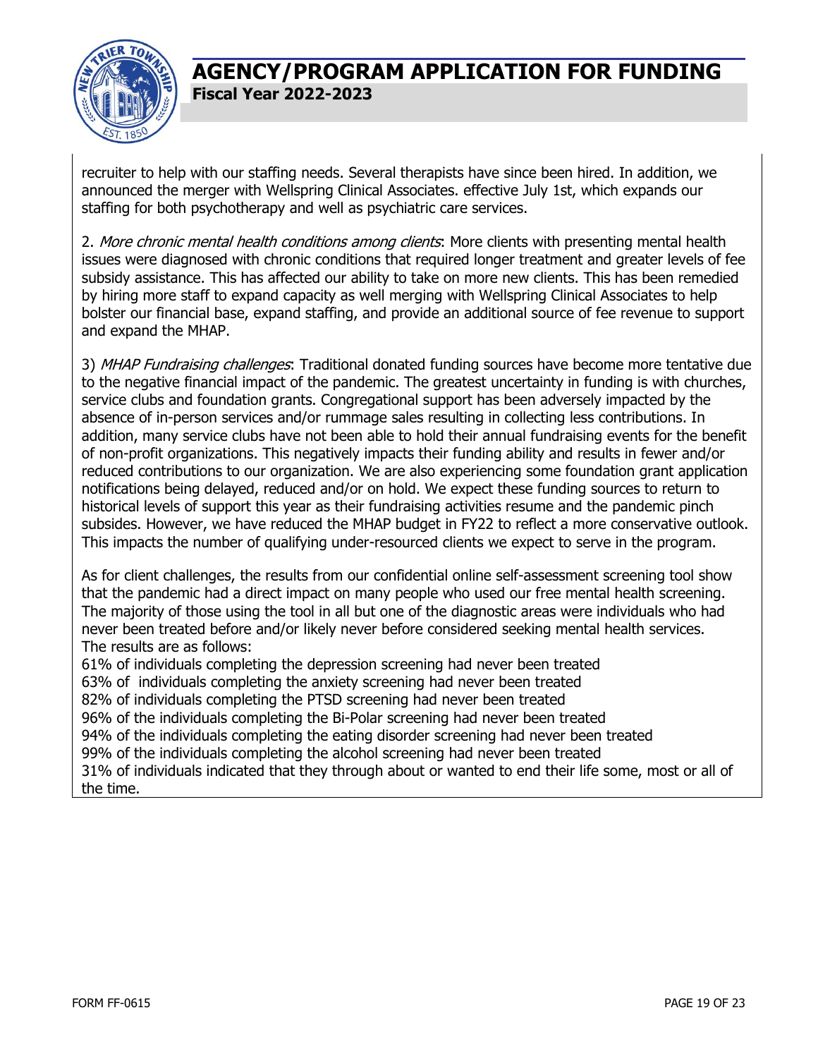recruiter to help with our staffing needs. Several therapists have since been hired. In addition, we announced the merger with Wellspring Clinical Associates. effective July 1st, which expands our staffing for both psychotherapy and well as psychiatric care services.

2. *More chronic mental health conditions among clients*: More clients with presenting mental health issues were diagnosed with chronic conditions that required longer treatment and greater levels of fee subsidy assistance. This has affected our ability to take on more new clients. This has been remedied by hiring more staff to expand capacity as well merging with Wellspring Clinical Associates to help bolster our financial base, expand staffing, and provide an additional source of fee revenue to support and expand the MHAP.

3) *MHAP Fundraising challenges*: Traditional donated funding sources have become more tentative due to the negative financial impact of the pandemic. The greatest uncertainty in funding is with churches, service clubs and foundation grants. Congregational support has been adversely impacted by the absence of in-person services and/or rummage sales resulting in collecting less contributions. In addition, many service clubs have not been able to hold their annual fundraising events for the benefit of non-profit organizations. This negatively impacts their funding ability and results in fewer and/or reduced contributions to our organization. We are also experiencing some foundation grant application notifications being delayed, reduced and/or on hold. We expect these funding sources to return to historical levels of support this year as their fundraising activities resume and the pandemic pinch subsides. However, we have reduced the MHAP budget in FY22 to reflect a more conservative outlook. This impacts the number of qualifying under-resourced clients we expect to serve in the program.

As for client challenges, the results from our confidential online self-assessment screening tool show that the pandemic had a direct impact on many people who used our free mental health screening. The majority of those using the tool in all but one of the diagnostic areas were individuals who had never been treated before and/or likely never before considered seeking mental health services. The results are as follows:
61% of individuals completing the depression screening had never been treated
63% of individuals completing the anxiety screening had never been treated
82% of individuals completing the PTSD screening had never been treated
96% of the individuals completing the Bi-Polar screening had never been treated
94% of the individuals completing the eating disorder screening had never been treated
99% of the individuals completing the alcohol screening had never been treated
31% of individuals indicated that they through about or wanted to end their life some, most or all of the time.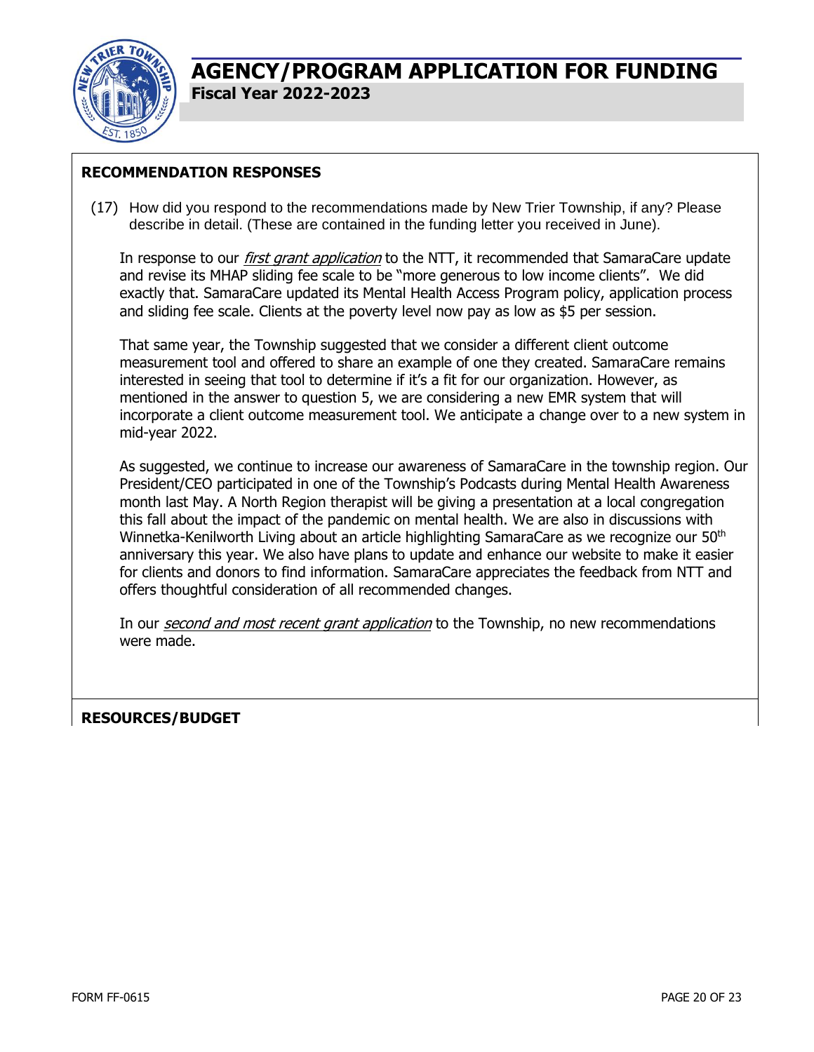# AGENCY/PROGRAM APPLICATION FOR FUNDING

**Fiscal Year 2022-2023**

## RECOMMENDATION RESPONSES

(17) How did you respond to the recommendations made by New Trier Township, if any? Please describe in detail. (These are contained in the funding letter you received in June).

In response to our *first grant application* to the NTT, it recommended that SamaraCare update and revise its MHAP sliding fee scale to be "more generous to low income clients". We did exactly that. SamaraCare updated its Mental Health Access Program policy, application process and sliding fee scale. Clients at the poverty level now pay as low as $5 per session.

That same year, the Township suggested that we consider a different client outcome measurement tool and offered to share an example of one they created. SamaraCare remains interested in seeing that tool to determine if it's a fit for our organization. However, as mentioned in the answer to question 5, we are considering a new EMR system that will incorporate a client outcome measurement tool. We anticipate a change over to a new system in mid-year 2022.

As suggested, we continue to increase our awareness of SamaraCare in the township region. Our President/CEO participated in one of the Township's Podcasts during Mental Health Awareness month last May. A North Region therapist will be giving a presentation at a local congregation this fall about the impact of the pandemic on mental health. We are also in discussions with Winnetka-Kenilworth Living about an article highlighting SamaraCare as we recognize our 50th anniversary this year. We also have plans to update and enhance our website to make it easier for clients and donors to find information. SamaraCare appreciates the feedback from NTT and offers thoughtful consideration of all recommended changes.

In our *second and most recent grant application* to the Township, no new recommendations were made.

## RESOURCES/BUDGET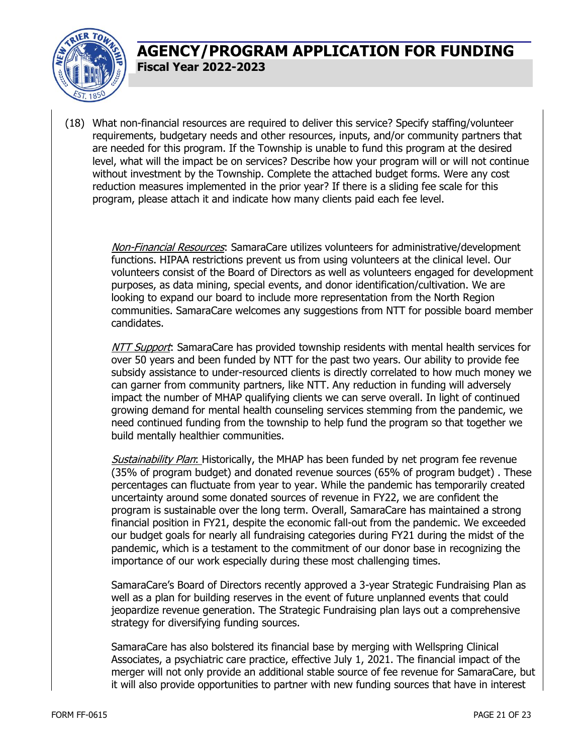(18) What non-financial resources are required to deliver this service? Specify staffing/volunteer requirements, budgetary needs and other resources, inputs, and/or community partners that are needed for this program. If the Township is unable to fund this program at the desired level, what will the impact be on services? Describe how your program will or will not continue without investment by the Township. Complete the attached budget forms. Were any cost reduction measures implemented in the prior year? If there is a sliding fee scale for this program, please attach it and indicate how many clients paid each fee level.

*Non-Financial Resources*: SamaraCare utilizes volunteers for administrative/development functions. HIPAA restrictions prevent us from using volunteers at the clinical level. Our volunteers consist of the Board of Directors as well as volunteers engaged for development purposes, as data mining, special events, and donor identification/cultivation. We are looking to expand our board to include more representation from the North Region communities. SamaraCare welcomes any suggestions from NTT for possible board member candidates.

*NTT Support*: SamaraCare has provided township residents with mental health services for over 50 years and been funded by NTT for the past two years. Our ability to provide fee subsidy assistance to under-resourced clients is directly correlated to how much money we can garner from community partners, like NTT. Any reduction in funding will adversely impact the number of MHAP qualifying clients we can serve overall. In light of continued growing demand for mental health counseling services stemming from the pandemic, we need continued funding from the township to help fund the program so that together we build mentally healthier communities.

*Sustainability Plan*: Historically, the MHAP has been funded by net program fee revenue (35% of program budget) and donated revenue sources (65% of program budget) . These percentages can fluctuate from year to year. While the pandemic has temporarily created uncertainty around some donated sources of revenue in FY22, we are confident the program is sustainable over the long term. Overall, SamaraCare has maintained a strong financial position in FY21, despite the economic fall-out from the pandemic. We exceeded our budget goals for nearly all fundraising categories during FY21 during the midst of the pandemic, which is a testament to the commitment of our donor base in recognizing the importance of our work especially during these most challenging times.

SamaraCare's Board of Directors recently approved a 3-year Strategic Fundraising Plan as well as a plan for building reserves in the event of future unplanned events that could jeopardize revenue generation. The Strategic Fundraising plan lays out a comprehensive strategy for diversifying funding sources.

SamaraCare has also bolstered its financial base by merging with Wellspring Clinical Associates, a psychiatric care practice, effective July 1, 2021. The financial impact of the merger will not only provide an additional stable source of fee revenue for SamaraCare, but it will also provide opportunities to partner with new funding sources that have in interest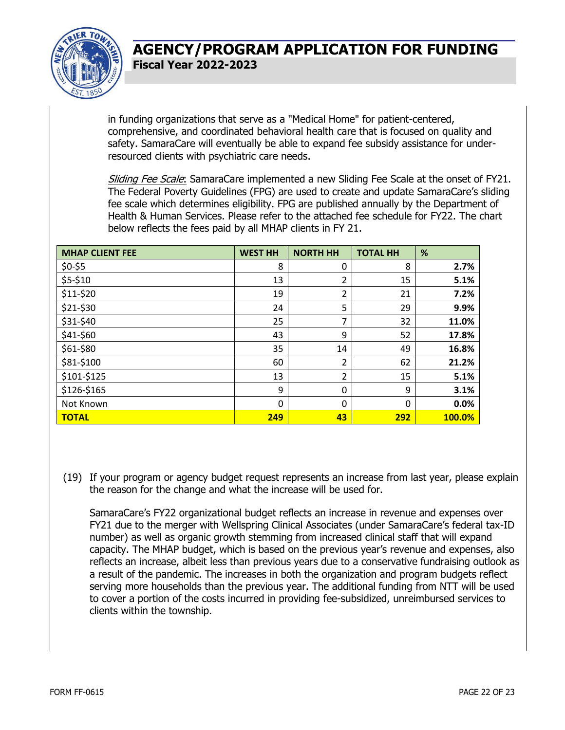in funding organizations that serve as a "Medical Home" for patient-centered, comprehensive, and coordinated behavioral health care that is focused on quality and safety. SamaraCare will eventually be able to expand fee subsidy assistance for under-resourced clients with psychiatric care needs.

*Sliding Fee Scale*: SamaraCare implemented a new Sliding Fee Scale at the onset of FY21. The Federal Poverty Guidelines (FPG) are used to create and update SamaraCare's sliding fee scale which determines eligibility. FPG are published annually by the Department of Health & Human Services. Please refer to the attached fee schedule for FY22. The chart below reflects the fees paid by all MHAP clients in FY 21.

| MHAP CLIENT FEE | WEST HH | NORTH HH | TOTAL HH | % |
|---|---|---|---|---|
| $0-$5 | 8 | 0 | 8 | **2.7%** |
| $5-$10 | 13 | 2 | 15 | **5.1%** |
| $11-$20 | 19 | 2 | 21 | **7.2%** |
| $21-$30 | 24 | 5 | 29 | **9.9%** |
| $31-$40 | 25 | 7 | 32 | **11.0%** |
| $41-$60 | 43 | 9 | 52 | **17.8%** |
| $61-$80 | 35 | 14 | 49 | **16.8%** |
| $81-$100 | 60 | 2 | 62 | **21.2%** |
| $101-$125 | 13 | 2 | 15 | **5.1%** |
| $126-$165 | 9 | 0 | 9 | **3.1%** |
| Not Known | 0 | 0 | 0 | **0.0%** |
| **TOTAL** | **249** | **43** | **292** | **100.0%** |

(19) If your program or agency budget request represents an increase from last year, please explain the reason for the change and what the increase will be used for.

SamaraCare's FY22 organizational budget reflects an increase in revenue and expenses over FY21 due to the merger with Wellspring Clinical Associates (under SamaraCare's federal tax-ID number) as well as organic growth stemming from increased clinical staff that will expand capacity. The MHAP budget, which is based on the previous year's revenue and expenses, also reflects an increase, albeit less than previous years due to a conservative fundraising outlook as a result of the pandemic. The increases in both the organization and program budgets reflect serving more households than the previous year. The additional funding from NTT will be used to cover a portion of the costs incurred in providing fee-subsidized, unreimbursed services to clients within the township.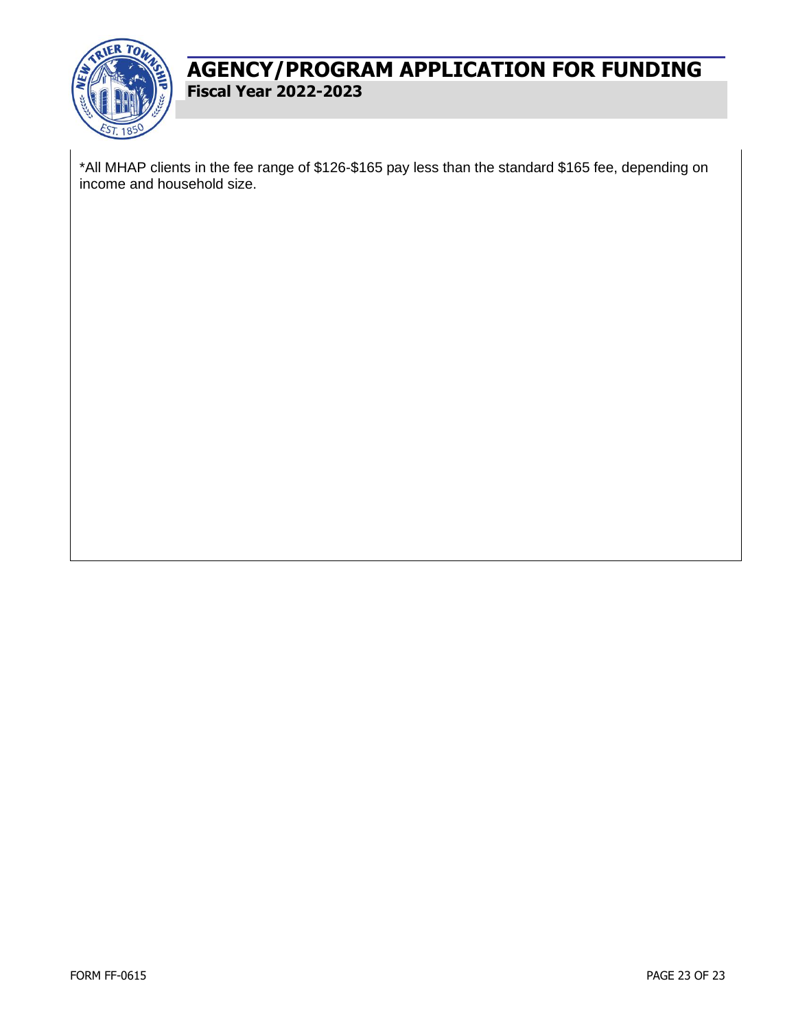*All MHAP clients in the fee range of $126-$165 pay less than the standard $165 fee, depending on income and household size.